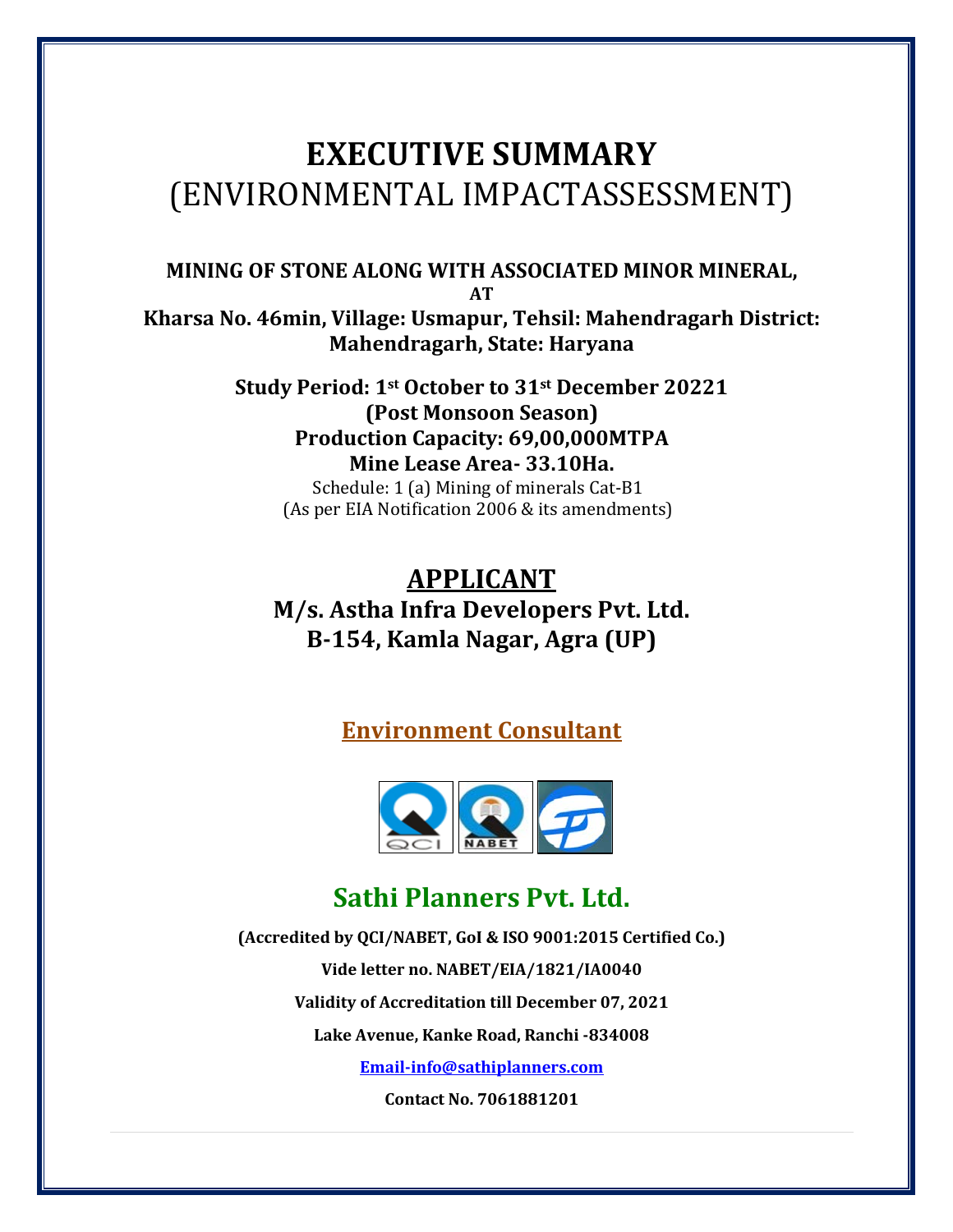# EXECUTIVE SUMMARY
# (ENVIRONMENTAL IMPACTASSESSMENT)

**MINING OF STONE ALONG WITH ASSOCIATED MINOR MINERAL,**

**AT**

**Kharsa No. 46min, Village: Usmapur, Tehsil: Mahendragarh District: Mahendragarh, State: Haryana**

**Study Period: 1st October to 31st December 20221**

**(Post Monsoon Season)**

**Production Capacity: 69,00,000MTPA**

**Mine Lease Area- 33.10Ha.**

Schedule: 1 (a) Mining of minerals Cat-B1

(As per EIA Notification 2006 & its amendments)

## APPLICANT

**M/s. Astha Infra Developers Pvt. Ltd.**

**B-154, Kamla Nagar, Agra (UP)**

## Environment Consultant

## Sathi Planners Pvt. Ltd.

**(Accredited by QCI/NABET, GoI & ISO 9001:2015 Certified Co.)**

**Vide letter no. NABET/EIA/1821/IA0040**

**Validity of Accreditation till December 07, 2021**

**Lake Avenue, Kanke Road, Ranchi -834008**

**Email-info@sathiplanners.com**

**Contact No. 7061881201**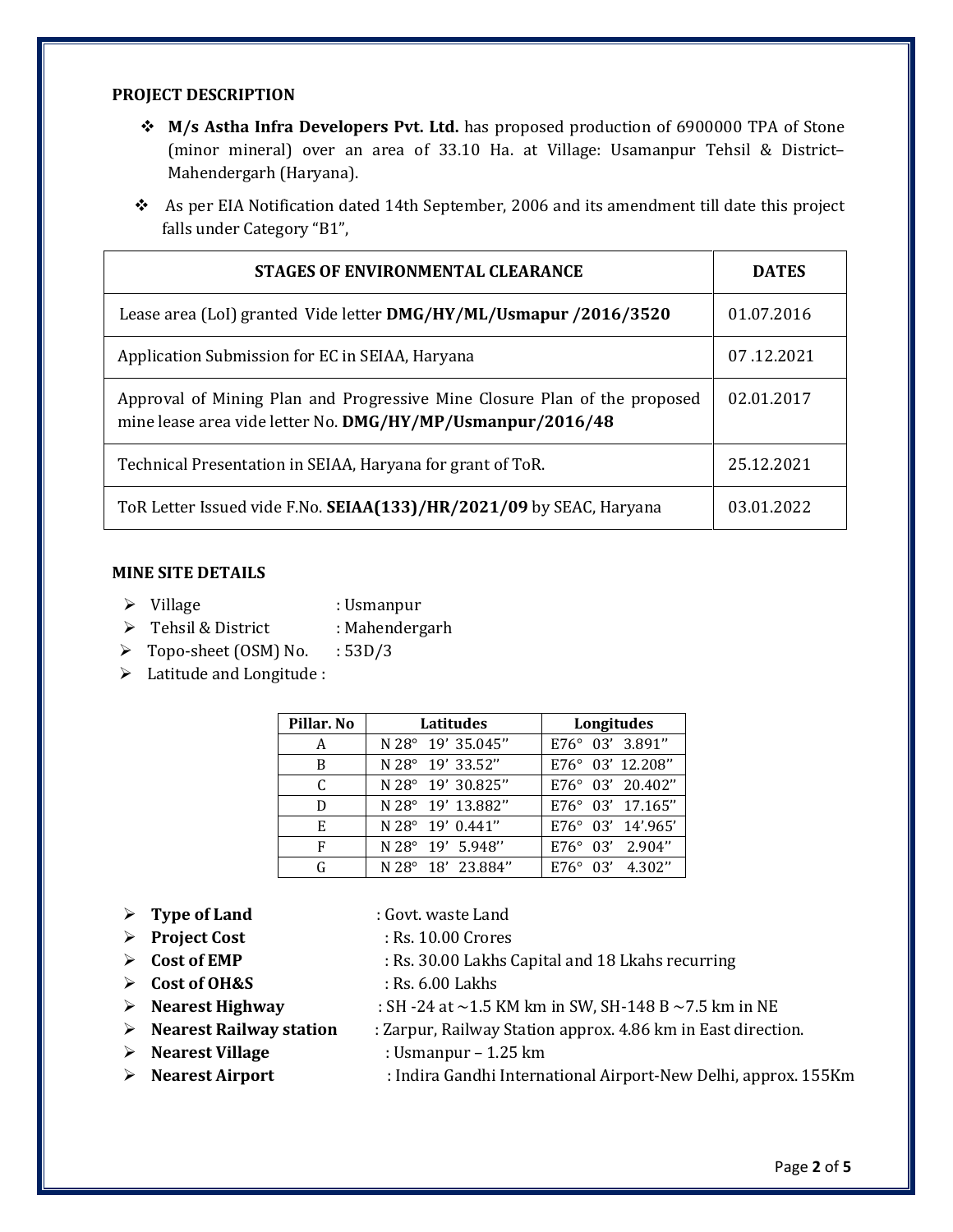## PROJECT DESCRIPTION

- **M/s Astha Infra Developers Pvt. Ltd.** has proposed production of 6900000 TPA of Stone (minor mineral) over an area of 33.10 Ha. at Village: Usamanpur Tehsil & District–Mahendergarh (Haryana).
- As per EIA Notification dated 14th September, 2006 and its amendment till date this project falls under Category "B1",

| STAGES OF ENVIRONMENTAL CLEARANCE | DATES |
|---|---|
| Lease area (LoI) granted Vide letter **DMG/HY/ML/Usmapur /2016/3520** | 01.07.2016 |
| Application Submission for EC in SEIAA, Haryana | 07 .12.2021 |
| Approval of Mining Plan and Progressive Mine Closure Plan of the proposed mine lease area vide letter No. **DMG/HY/MP/Usmanpur/2016/48** | 02.01.2017 |
| Technical Presentation in SEIAA, Haryana for grant of ToR. | 25.12.2021 |
| ToR Letter Issued vide F.No. **SEIAA(133)/HR/2021/09** by SEAC, Haryana | 03.01.2022 |

## MINE SITE DETAILS

- Village : Usmanpur
- Tehsil & District : Mahendergarh
- Topo-sheet (OSM) No. : 53D/3
- Latitude and Longitude :

| Pillar. No | Latitudes | Longitudes |
|---|---|---|
| A | N 28° 19' 35.045" | E76° 03' 3.891" |
| B | N 28° 19' 33.52" | E76° 03' 12.208" |
| C | N 28° 19' 30.825" | E76° 03' 20.402" |
| D | N 28° 19' 13.882" | E76° 03' 17.165" |
| E | N 28° 19' 0.441" | E76° 03' 14'.965' |
| F | N 28° 19' 5.948'' | E76° 03' 2.904" |
| G | N 28° 18' 23.884" | E76° 03' 4.302" |

- **Type of Land** : Govt. waste Land
- **Project Cost** : Rs. 10.00 Crores
- **Cost of EMP** : Rs. 30.00 Lakhs Capital and 18 Lkahs recurring
- **Cost of OH&S** : Rs. 6.00 Lakhs
- **Nearest Highway** : SH -24 at ~1.5 KM km in SW, SH-148 B ~7.5 km in NE
- **Nearest Railway station** : Zarpur, Railway Station approx. 4.86 km in East direction.
- **Nearest Village** : Usmanpur – 1.25 km
- **Nearest Airport** : Indira Gandhi International Airport-New Delhi, approx. 155Km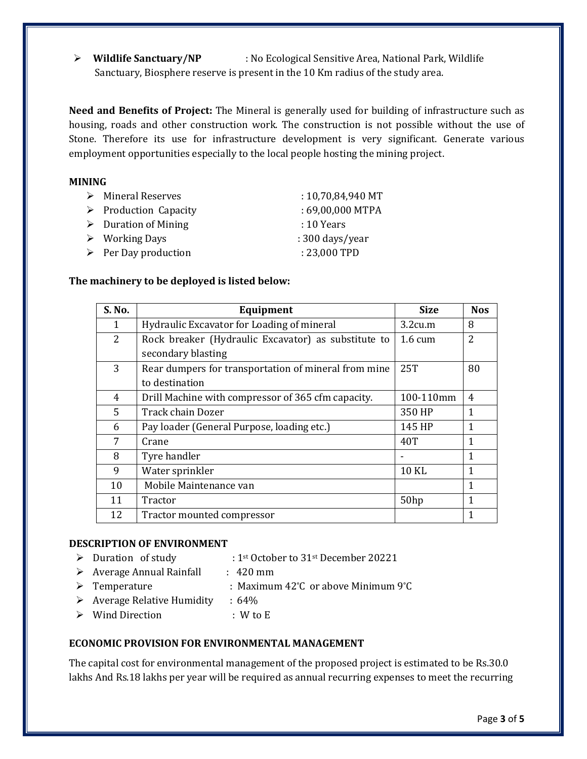- **Wildlife Sanctuary/NP** : No Ecological Sensitive Area, National Park, Wildlife Sanctuary, Biosphere reserve is present in the 10 Km radius of the study area.

**Need and Benefits of Project:** The Mineral is generally used for building of infrastructure such as housing, roads and other construction work. The construction is not possible without the use of Stone. Therefore its use for infrastructure development is very significant. Generate various employment opportunities especially to the local people hosting the mining project.

**MINING**

- Mineral Reserves : 10,70,84,940 MT
- Production Capacity : 69,00,000 MTPA
- Duration of Mining : 10 Years
- Working Days : 300 days/year
- Per Day production : 23,000 TPD

**The machinery to be deployed is listed below:**

| S. No. | Equipment | Size | Nos |
|---|---|---|---|
| 1 | Hydraulic Excavator for Loading of mineral | 3.2cu.m | 8 |
| 2 | Rock breaker (Hydraulic Excavator) as substitute to secondary blasting | 1.6 cum | 2 |
| 3 | Rear dumpers for transportation of mineral from mine to destination | 25T | 80 |
| 4 | Drill Machine with compressor of 365 cfm capacity. | 100-110mm | 4 |
| 5 | Track chain Dozer | 350 HP | 1 |
| 6 | Pay loader (General Purpose, loading etc.) | 145 HP | 1 |
| 7 | Crane | 40T | 1 |
| 8 | Tyre handler | - | 1 |
| 9 | Water sprinkler | 10 KL | 1 |
| 10 | Mobile Maintenance van | | 1 |
| 11 | Tractor | 50hp | 1 |
| 12 | Tractor mounted compressor | | 1 |

**DESCRIPTION OF ENVIRONMENT**

- Duration of study : 1st October to 31st December 20221
- Average Annual Rainfall : 420 mm
- Temperature : Maximum 42°C or above Minimum 9°C
- Average Relative Humidity : 64%
- Wind Direction : W to E

**ECONOMIC PROVISION FOR ENVIRONMENTAL MANAGEMENT**

The capital cost for environmental management of the proposed project is estimated to be Rs.30.0 lakhs And Rs.18 lakhs per year will be required as annual recurring expenses to meet the recurring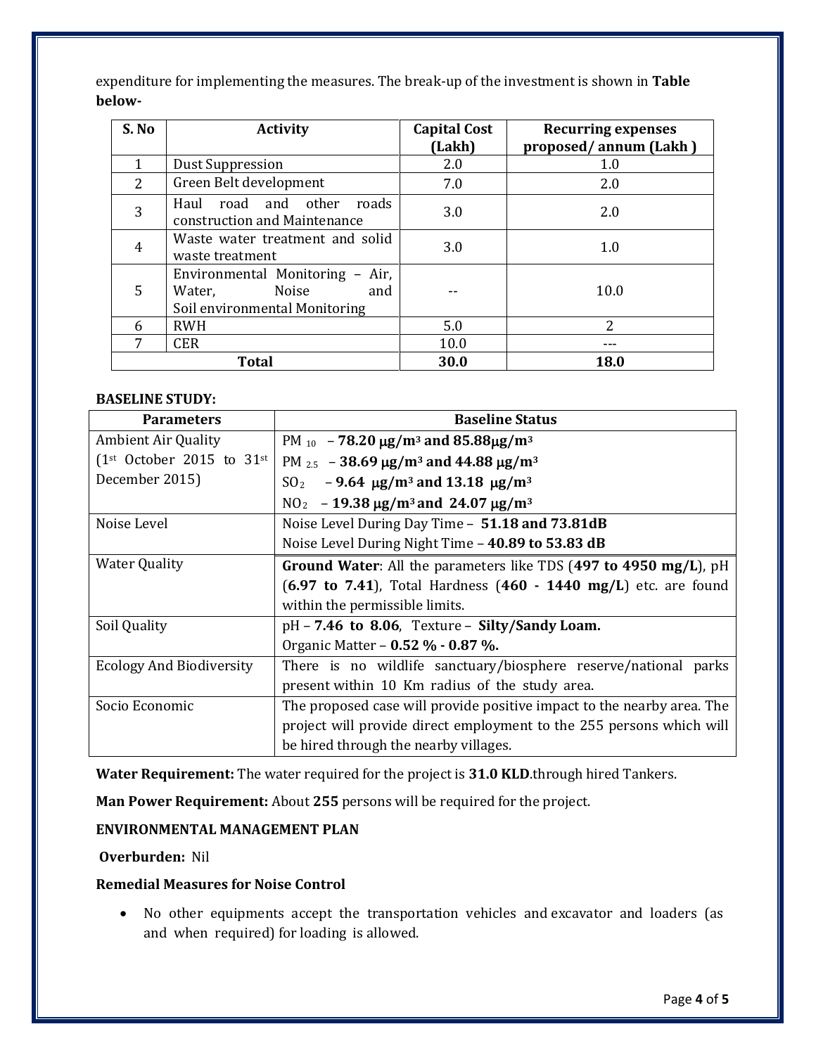expenditure for implementing the measures. The break-up of the investment is shown in **Table below-**

| S. No | Activity | Capital Cost (Lakh) | Recurring expenses proposed/ annum (Lakh ) |
|---|---|---|---|
| 1 | Dust Suppression | 2.0 | 1.0 |
| 2 | Green Belt development | 7.0 | 2.0 |
| 3 | Haul road and other roads construction and Maintenance | 3.0 | 2.0 |
| 4 | Waste water treatment and solid waste treatment | 3.0 | 1.0 |
| 5 | Environmental Monitoring – Air, Water, Noise and Soil environmental Monitoring | -- | 10.0 |
| 6 | RWH | 5.0 | 2 |
| 7 | CER | 10.0 | --- |
| **Total** | | **30.0** | **18.0** |

**BASELINE STUDY:**

| Parameters | Baseline Status |
|---|---|
| Ambient Air Quality (1st October 2015 to 31st December 2015) | $PM_{10}$ – **78.20 μg/m³ and 85.88μg/m³**<br>$PM_{2.5}$ – **38.69 μg/m³ and 44.88 μg/m³**<br>$SO_2$ – **9.64 μg/m³ and 13.18 μg/m³**<br>$NO_2$ – **19.38 μg/m³ and 24.07 μg/m³** |
| Noise Level | Noise Level During Day Time – **51.18 and 73.81dB**<br>Noise Level During Night Time – **40.89 to 53.83 dB** |
| Water Quality | **Ground Water**: All the parameters like TDS (**497 to 4950 mg/L**), pH (**6.97 to 7.41**), Total Hardness (**460 - 1440 mg/L**) etc. are found within the permissible limits. |
| Soil Quality | pH – **7.46 to 8.06**, Texture – **Silty/Sandy Loam.**<br>Organic Matter – **0.52 % - 0.87 %.** |
| Ecology And Biodiversity | There is no wildlife sanctuary/biosphere reserve/national parks present within 10 Km radius of the study area. |
| Socio Economic | The proposed case will provide positive impact to the nearby area. The project will provide direct employment to the 255 persons which will be hired through the nearby villages. |

**Water Requirement:** The water required for the project is **31.0 KLD**.through hired Tankers.

**Man Power Requirement:** About **255** persons will be required for the project.

**ENVIRONMENTAL MANAGEMENT PLAN**

**Overburden:** Nil

**Remedial Measures for Noise Control**

- No other equipments accept the transportation vehicles and excavator and loaders (as and when required) for loading is allowed.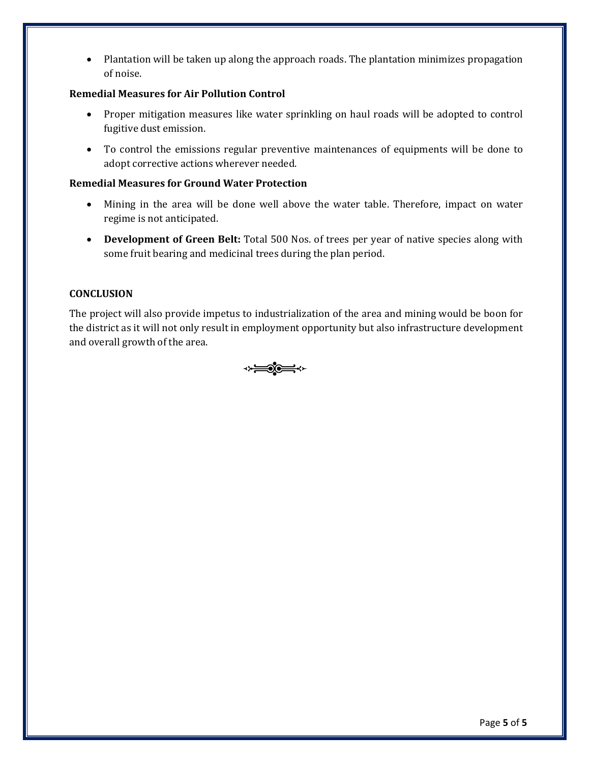- Plantation will be taken up along the approach roads. The plantation minimizes propagation of noise.

**Remedial Measures for Air Pollution Control**

- Proper mitigation measures like water sprinkling on haul roads will be adopted to control fugitive dust emission.
- To control the emissions regular preventive maintenances of equipments will be done to adopt corrective actions wherever needed.

**Remedial Measures for Ground Water Protection**

- Mining in the area will be done well above the water table. Therefore, impact on water regime is not anticipated.
- **Development of Green Belt:** Total 500 Nos. of trees per year of native species along with some fruit bearing and medicinal trees during the plan period.

**CONCLUSION**

The project will also provide impetus to industrialization of the area and mining would be boon for the district as it will not only result in employment opportunity but also infrastructure development and overall growth of the area.